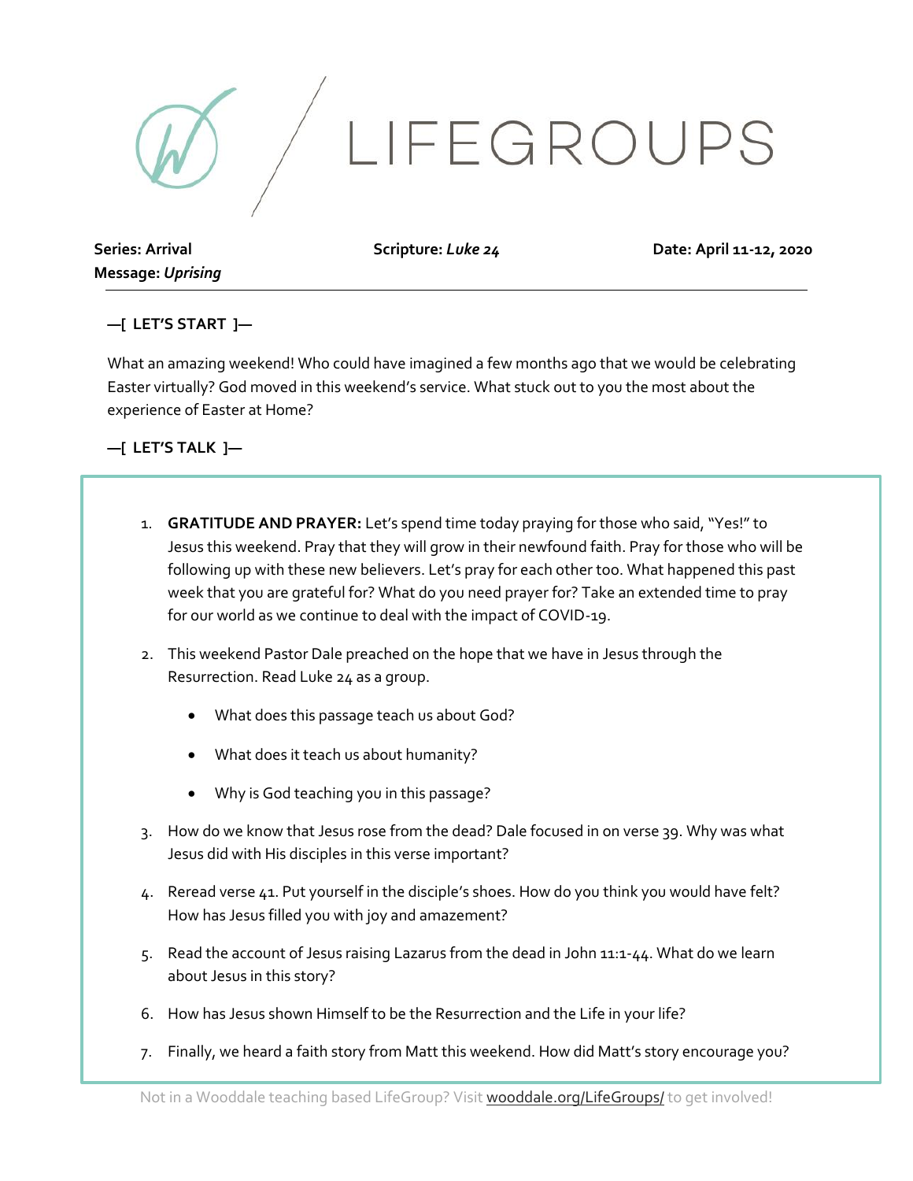# LIFEGROUPS

**Series: Arrival**
**Message: *Uprising***

**Scripture: *Luke 24***

**Date: April 11-12, 2020**

---

**—[ LET'S START ]—**

What an amazing weekend! Who could have imagined a few months ago that we would be celebrating Easter virtually? God moved in this weekend's service. What stuck out to you the most about the experience of Easter at Home?

**—[ LET'S TALK ]—**

1. **GRATITUDE AND PRAYER:** Let's spend time today praying for those who said, "Yes!" to Jesus this weekend. Pray that they will grow in their newfound faith. Pray for those who will be following up with these new believers. Let's pray for each other too. What happened this past week that you are grateful for? What do you need prayer for? Take an extended time to pray for our world as we continue to deal with the impact of COVID-19.

2. This weekend Pastor Dale preached on the hope that we have in Jesus through the Resurrection. Read Luke 24 as a group.
   - What does this passage teach us about God?
   - What does it teach us about humanity?
   - Why is God teaching you in this passage?

3. How do we know that Jesus rose from the dead? Dale focused in on verse 39. Why was what Jesus did with His disciples in this verse important?

4. Reread verse 41. Put yourself in the disciple's shoes. How do you think you would have felt? How has Jesus filled you with joy and amazement?

5. Read the account of Jesus raising Lazarus from the dead in John 11:1-44. What do we learn about Jesus in this story?

6. How has Jesus shown Himself to be the Resurrection and the Life in your life?

7. Finally, we heard a faith story from Matt this weekend. How did Matt's story encourage you?

Not in a Wooddale teaching based LifeGroup? Visit wooddale.org/LifeGroups/ to get involved!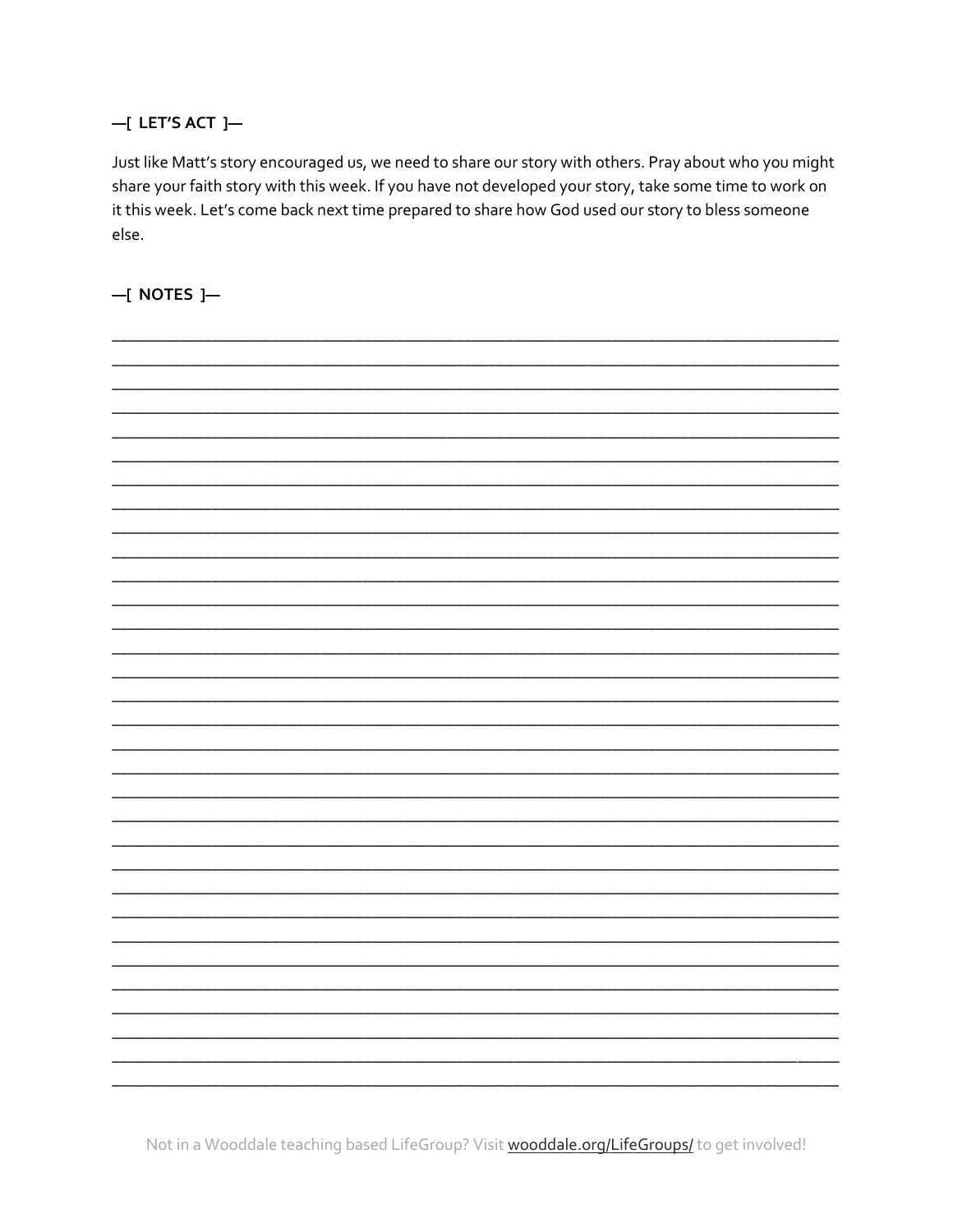## —[ LET'S ACT ]—

Just like Matt's story encouraged us, we need to share our story with others. Pray about who you might share your faith story with this week. If you have not developed your story, take some time to work on it this week. Let's come back next time prepared to share how God used our story to bless someone else.

## —[ NOTES ]—

Not in a Wooddale teaching based LifeGroup? Visit wooddale.org/LifeGroups/ to get involved!